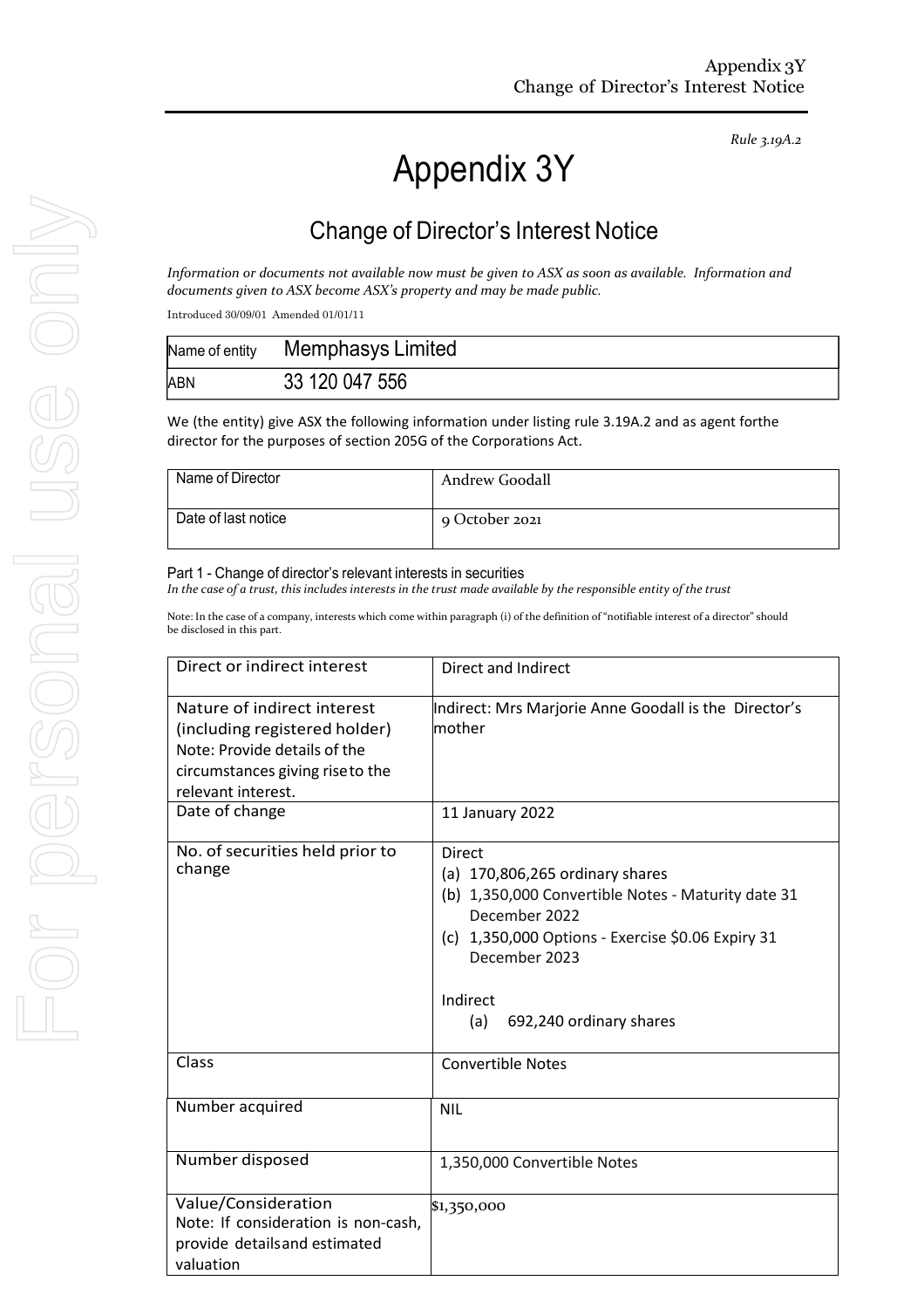*Rule 3.19A.2*

# Appendix 3Y

## Change of Director's Interest Notice

*Information or documents not available now must be given to ASX as soon as available. Information and documents given to ASX become ASX's property and may be made public.*

Introduced 30/09/01 Amended 01/01/11

| Name of entity | Memphasys Limited |
|---|---|
| ABN | 33 120 047 556 |

We (the entity) give ASX the following information under listing rule 3.19A.2 and as agent forthe director for the purposes of section 205G of the Corporations Act.

| Name of Director | Andrew Goodall |
|---|---|
| Date of last notice | 9 October 2021 |

### Part 1 - Change of director's relevant interests in securities

*In the case of a trust, this includes interests in the trust made available by the responsible entity of the trust*

Note: In the case of a company, interests which come within paragraph (i) of the definition of "notifiable interest of a director" should be disclosed in this part.

| Direct or indirect interest | Direct and Indirect |
|---|---|
| Nature of indirect interest (including registered holder)<br>Note: Provide details of the circumstances giving riseto the relevant interest. | Indirect: Mrs Marjorie Anne Goodall is the Director's mother |
| Date of change | 11 January 2022 |
| No. of securities held prior to change | Direct<br>(a) 170,806,265 ordinary shares<br>(b) 1,350,000 Convertible Notes - Maturity date 31 December 2022<br>(c) 1,350,000 Options - Exercise $0.06 Expiry 31 December 2023<br><br>Indirect<br>(a) 692,240 ordinary shares |
| Class | Convertible Notes |
| Number acquired | NIL |
| Number disposed | 1,350,000 Convertible Notes |
| Value/Consideration<br>Note: If consideration is non-cash, provide detailsand estimated valuation | $1,350,000 |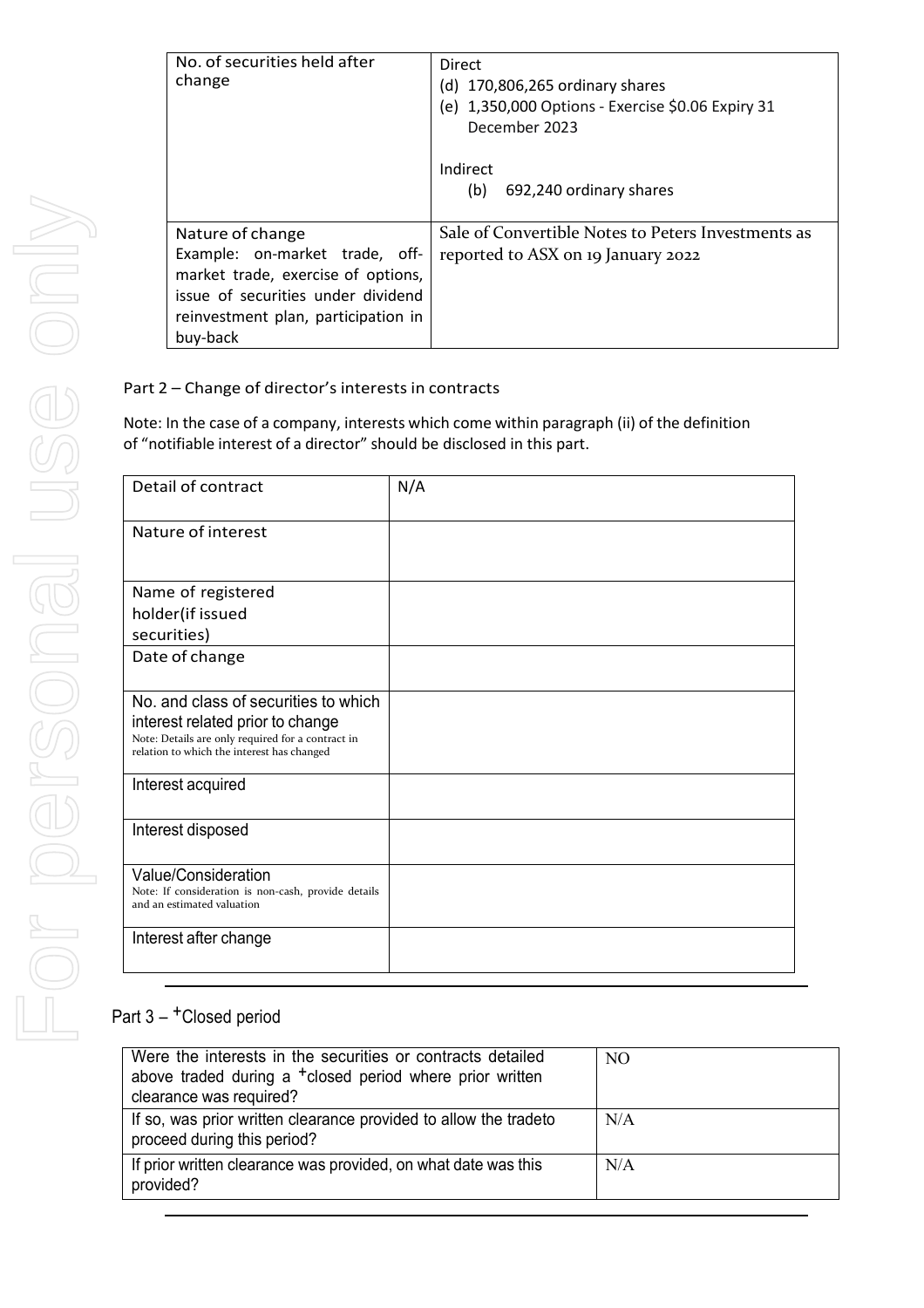| | |
|---|---|
| No. of securities held after change | Direct<br>(d) 170,806,265 ordinary shares<br>(e) 1,350,000 Options - Exercise $0.06 Expiry 31 December 2023<br><br>Indirect<br>(b) 692,240 ordinary shares |
| Nature of change<br>Example: on-market trade, off-market trade, exercise of options, issue of securities under dividend reinvestment plan, participation in buy-back | Sale of Convertible Notes to Peters Investments as reported to ASX on 19 January 2022 |

Part 2 – Change of director's interests in contracts

Note: In the case of a company, interests which come within paragraph (ii) of the definition of "notifiable interest of a director" should be disclosed in this part.

| | |
|---|---|
| Detail of contract | N/A |
| Nature of interest | |
| Name of registered holder(if issued securities) | |
| Date of change | |
| No. and class of securities to which interest related prior to change<br>Note: Details are only required for a contract in relation to which the interest has changed | |
| Interest acquired | |
| Interest disposed | |
| Value/Consideration<br>Note: If consideration is non-cash, provide details and an estimated valuation | |
| Interest after change | |

Part 3 – +Closed period

| | |
|---|---|
| Were the interests in the securities or contracts detailed above traded during a +closed period where prior written clearance was required? | NO |
| If so, was prior written clearance provided to allow the tradeto proceed during this period? | N/A |
| If prior written clearance was provided, on what date was this provided? | N/A |